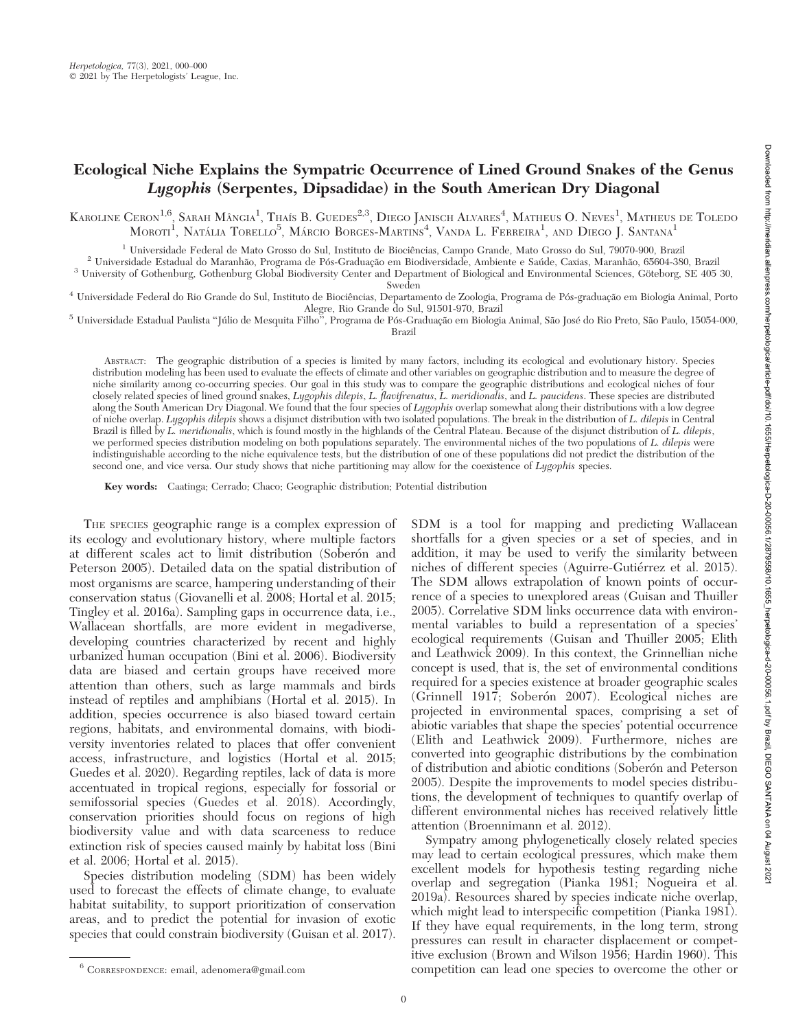# Ecological Niche Explains the Sympatric Occurrence of Lined Ground Snakes of the Genus *Lygophis* (Serpentes, Dipsadidae) in the South American Dry Diagonal

Karoline Ceron[1,6], Sarah Mângia[1], Thaís B. Guedes[2,3], Diego Janisch Alvares[4], Matheus O. Neves[1], Matheus de Toledo Moroti[1], Natália Torello[5], Márcio Borges-Martins[4], Vanda L. Ferreira[1], and Diego J. Santana[1]

[1] Universidade Federal de Mato Grosso do Sul, Instituto de Biociências, Campo Grande, Mato Grosso do Sul, 79070-900, Brazil

[2] Universidade Estadual do Maranhão, Programa de Pós-Graduação em Biodiversidade, Ambiente e Saúde, Caxias, Maranhão, 65604-380, Brazil

[3] University of Gothenburg, Gothenburg Global Biodiversity Center and Department of Biological and Environmental Sciences, Göteborg, SE 405 30, Sweden

[4] Universidade Federal do Rio Grande do Sul, Instituto de Biociências, Departamento de Zoologia, Programa de Pós-graduação em Biologia Animal, Porto Alegre, Rio Grande do Sul, 91501-970, Brazil

[5] Universidade Estadual Paulista "Júlio de Mesquita Filho", Programa de Pós-Graduação em Biologia Animal, São José do Rio Preto, São Paulo, 15054-000, Brazil

Abstract: The geographic distribution of a species is limited by many factors, including its ecological and evolutionary history. Species distribution modeling has been used to evaluate the effects of climate and other variables on geographic distribution and to measure the degree of niche similarity among co-occurring species. Our goal in this study was to compare the geographic distributions and ecological niches of four closely related species of lined ground snakes, *Lygophis dilepis*, *L. flavifrenatus*, *L. meridionalis*, and *L. paucidens*. These species are distributed along the South American Dry Diagonal. We found that the four species of *Lygophis* overlap somewhat along their distributions with a low degree of niche overlap. *Lygophis dilepis* shows a disjunct distribution with two isolated populations. The break in the distribution of *L. dilepis* in Central Brazil is filled by *L. meridionalis*, which is found mostly in the highlands of the Central Plateau. Because of the disjunct distribution of *L. dilepis*, we performed species distribution modeling on both populations separately. The environmental niches of the two populations of *L. dilepis* were indistinguishable according to the niche equivalence tests, but the distribution of one of these populations did not predict the distribution of the second one, and vice versa. Our study shows that niche partitioning may allow for the coexistence of *Lygophis* species.

**Key words:** Caatinga; Cerrado; Chaco; Geographic distribution; Potential distribution

The species geographic range is a complex expression of its ecology and evolutionary history, where multiple factors at different scales act to limit distribution (Soberón and Peterson 2005). Detailed data on the spatial distribution of most organisms are scarce, hampering understanding of their conservation status (Giovanelli et al. 2008; Hortal et al. 2015; Tingley et al. 2016a). Sampling gaps in occurrence data, i.e., Wallacean shortfalls, are more evident in megadiverse, developing countries characterized by recent and highly urbanized human occupation (Bini et al. 2006). Biodiversity data are biased and certain groups have received more attention than others, such as large mammals and birds instead of reptiles and amphibians (Hortal et al. 2015). In addition, species occurrence is also biased toward certain regions, habitats, and environmental domains, with biodiversity inventories related to places that offer convenient access, infrastructure, and logistics (Hortal et al. 2015; Guedes et al. 2020). Regarding reptiles, lack of data is more accentuated in tropical regions, especially for fossorial or semifossorial species (Guedes et al. 2018). Accordingly, conservation priorities should focus on regions of high biodiversity value and with data scarceness to reduce extinction risk of species caused mainly by habitat loss (Bini et al. 2006; Hortal et al. 2015).

Species distribution modeling (SDM) has been widely used to forecast the effects of climate change, to evaluate habitat suitability, to support prioritization of conservation areas, and to predict the potential for invasion of exotic species that could constrain biodiversity (Guisan et al. 2017). SDM is a tool for mapping and predicting Wallacean shortfalls for a given species or a set of species, and in addition, it may be used to verify the similarity between niches of different species (Aguirre-Gutiérrez et al. 2015). The SDM allows extrapolation of known points of occurrence of a species to unexplored areas (Guisan and Thuiller 2005). Correlative SDM links occurrence data with environmental variables to build a representation of a species' ecological requirements (Guisan and Thuiller 2005; Elith and Leathwick 2009). In this context, the Grinnellian niche concept is used, that is, the set of environmental conditions required for a species existence at broader geographic scales (Grinnell 1917; Soberón 2007). Ecological niches are projected in environmental spaces, comprising a set of abiotic variables that shape the species' potential occurrence (Elith and Leathwick 2009). Furthermore, niches are converted into geographic distributions by the combination of distribution and abiotic conditions (Soberón and Peterson 2005). Despite the improvements to model species distributions, the development of techniques to quantify overlap of different environmental niches has received relatively little attention (Broennimann et al. 2012).

Sympatry among phylogenetically closely related species may lead to certain ecological pressures, which make them excellent models for hypothesis testing regarding niche overlap and segregation (Pianka 1981; Nogueira et al. 2019a). Resources shared by species indicate niche overlap, which might lead to interspecific competition (Pianka 1981). If they have equal requirements, in the long term, strong pressures can result in character displacement or competitive exclusion (Brown and Wilson 1956; Hardin 1960). This competition can lead one species to overcome the other or

[6] Correspondence: email, adenomera@gmail.com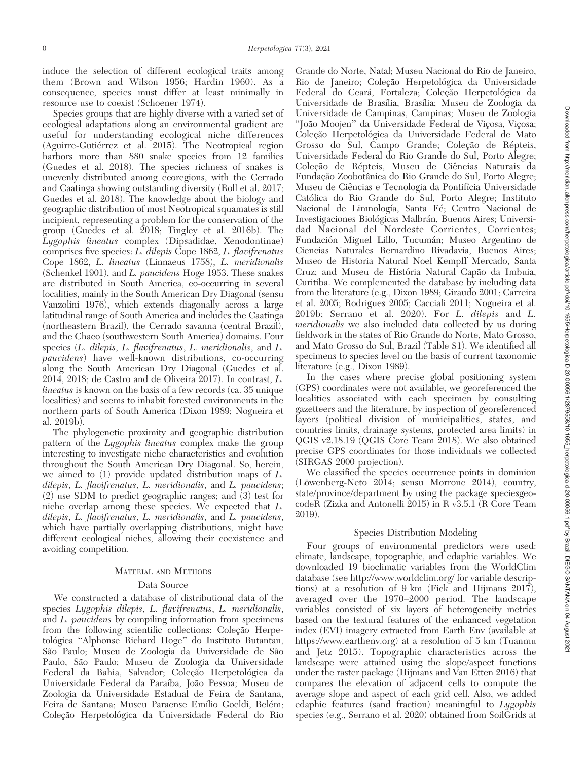induce the selection of different ecological traits among them (Brown and Wilson 1956; Hardin 1960). As a consequence, species must differ at least minimally in resource use to coexist (Schoener 1974).

Species groups that are highly diverse with a varied set of ecological adaptations along an environmental gradient are useful for understanding ecological niche differences (Aguirre-Gutiérrez et al. 2015). The Neotropical region harbors more than 880 snake species from 12 families (Guedes et al. 2018). The species richness of snakes is unevenly distributed among ecoregions, with the Cerrado and Caatinga showing outstanding diversity (Roll et al. 2017; Guedes et al. 2018). The knowledge about the biology and geographic distribution of most Neotropical squamates is still incipient, representing a problem for the conservation of the group (Guedes et al. 2018; Tingley et al. 2016b). The *Lygophis lineatus* complex (Dipsadidae, Xenodontinae) comprises five species: *L. dilepis* Cope 1862, *L. flavifrenatus* Cope 1862, *L. lineatus* (Linnaeus 1758), *L. meridionalis* (Schenkel 1901), and *L. paucidens* Hoge 1953. These snakes are distributed in South America, co-occurring in several localities, mainly in the South American Dry Diagonal (sensu Vanzolini 1976), which extends diagonally across a large latitudinal range of South America and includes the Caatinga (northeastern Brazil), the Cerrado savanna (central Brazil), and the Chaco (southwestern South America) domains. Four species (*L. dilepis*, *L. flavifrenatus*, *L. meridionalis*, and *L. paucidens*) have well-known distributions, co-occurring along the South American Dry Diagonal (Guedes et al. 2014, 2018; de Castro and de Oliveira 2017). In contrast, *L. lineatus* is known on the basis of a few records (ca. 35 unique localities) and seems to inhabit forested environments in the northern parts of South America (Dixon 1989; Nogueira et al. 2019b).

The phylogenetic proximity and geographic distribution pattern of the *Lygophis lineatus* complex make the group interesting to investigate niche characteristics and evolution throughout the South American Dry Diagonal. So, herein, we aimed to (1) provide updated distribution maps of *L. dilepis*, *L. flavifrenatus*, *L. meridionalis*, and *L. paucidens*; (2) use SDM to predict geographic ranges; and (3) test for niche overlap among these species. We expected that *L. dilepis*, *L. flavifrenatus*, *L. meridionalis*, and *L. paucidens*, which have partially overlapping distributions, might have different ecological niches, allowing their coexistence and avoiding competition.

## Material and Methods

### Data Source

We constructed a database of distributional data of the species *Lygophis dilepis*, *L. flavifrenatus*, *L. meridionalis*, and *L. paucidens* by compiling information from specimens from the following scientific collections: Coleção Herpetológica "Alphonse Richard Hoge" do Instituto Butantan, São Paulo; Museu de Zoologia da Universidade de São Paulo, São Paulo; Museu de Zoologia da Universidade Federal da Bahia, Salvador; Coleção Herpetológica da Universidade Federal da Paraíba, João Pessoa; Museu de Zoologia da Universidade Estadual de Feira de Santana, Feira de Santana; Museu Paraense Emílio Goeldi, Belém; Coleção Herpetológica da Universidade Federal do Rio Grande do Norte, Natal; Museu Nacional do Rio de Janeiro, Rio de Janeiro; Coleção Herpetológica da Universidade Federal do Ceará, Fortaleza; Coleção Herpetológica da Universidade de Brasília, Brasília; Museu de Zoologia da Universidade de Campinas, Campinas; Museu de Zoologia "João Moojen" da Universidade Federal de Viçosa, Viçosa; Coleção Herpetológica da Universidade Federal de Mato Grosso do Sul, Campo Grande; Coleção de Répteis, Universidade Federal do Rio Grande do Sul, Porto Alegre; Coleção de Répteis, Museu de Ciências Naturais da Fundação Zoobotânica do Rio Grande do Sul, Porto Alegre; Museu de Ciências e Tecnologia da Pontifícia Universidade Católica do Rio Grande do Sul, Porto Alegre; Instituto Nacional de Limnología, Santa Fé; Centro Nacional de Investigaciones Biológicas Malbrán, Buenos Aires; Universidad Nacional del Nordeste Corrientes, Corrientes; Fundación Miguel Lillo, Tucumán; Museo Argentino de Ciencias Naturales Bernardino Rivadavia, Buenos Aires; Museo de Historia Natural Noel Kempff Mercado, Santa Cruz; and Museu de História Natural Capão da Imbuia, Curitiba. We complemented the database by including data from the literature (e.g., Dixon 1989; Giraudo 2001; Carreira et al. 2005; Rodrigues 2005; Cacciali 2011; Nogueira et al. 2019b; Serrano et al. 2020). For *L. dilepis* and *L. meridionalis* we also included data collected by us during fieldwork in the states of Rio Grande do Norte, Mato Grosso, and Mato Grosso do Sul, Brazil (Table S1). We identified all specimens to species level on the basis of current taxonomic literature (e.g., Dixon 1989).

In the cases where precise global positioning system (GPS) coordinates were not available, we georeferenced the localities associated with each specimen by consulting gazetteers and the literature, by inspection of georeferenced layers (political division of municipalities, states, and countries limits, drainage systems, protected area limits) in QGIS v2.18.19 (QGIS Core Team 2018). We also obtained precise GPS coordinates for those individuals we collected (SIRGAS 2000 projection).

We classified the species occurrence points in dominion (Löwenberg-Neto 2014; sensu Morrone 2014), country, state/province/department by using the package speciesgeocodeR (Zizka and Antonelli 2015) in R v3.5.1 (R Core Team 2019).

### Species Distribution Modeling

Four groups of environmental predictors were used: climate, landscape, topographic, and edaphic variables. We downloaded 19 bioclimatic variables from the WorldClim database (see http://www.worldclim.org/ for variable descriptions) at a resolution of 9 km (Fick and Hijmans 2017), averaged over the 1970–2000 period. The landscape variables consisted of six layers of heterogeneity metrics based on the textural features of the enhanced vegetation index (EVI) imagery extracted from Earth Env (available at https://www.earthenv.org) at a resolution of 5 km (Tuanmu and Jetz 2015). Topographic characteristics across the landscape were attained using the slope/aspect functions under the raster package (Hijmans and Van Etten 2016) that compares the elevation of adjacent cells to compute the average slope and aspect of each grid cell. Also, we added edaphic features (sand fraction) meaningful to *Lygophis* species (e.g., Serrano et al. 2020) obtained from SoilGrids at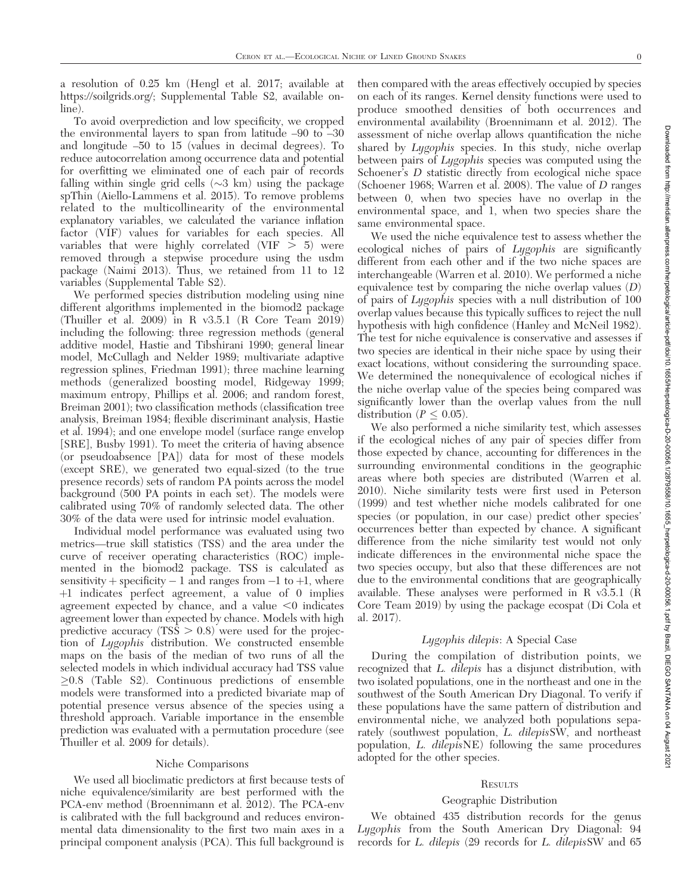a resolution of 0.25 km (Hengl et al. 2017; available at https://soilgrids.org/; Supplemental Table S2, available online).

To avoid overprediction and low specificity, we cropped the environmental layers to span from latitude –90 to –30 and longitude –50 to 15 (values in decimal degrees). To reduce autocorrelation among occurrence data and potential for overfitting we eliminated one of each pair of records falling within single grid cells (~3 km) using the package spThin (Aiello-Lammens et al. 2015). To remove problems related to the multicollinearity of the environmental explanatory variables, we calculated the variance inflation factor (VIF) values for variables for each species. All variables that were highly correlated (VIF $> 5$) were removed through a stepwise procedure using the usdm package (Naimi 2013). Thus, we retained from 11 to 12 variables (Supplemental Table S2).

We performed species distribution modeling using nine different algorithms implemented in the biomod2 package (Thuiller et al. 2009) in R v3.5.1 (R Core Team 2019) including the following: three regression methods (general additive model, Hastie and Tibshirani 1990; general linear model, McCullagh and Nelder 1989; multivariate adaptive regression splines, Friedman 1991); three machine learning methods (generalized boosting model, Ridgeway 1999; maximum entropy, Phillips et al. 2006; and random forest, Breiman 2001); two classification methods (classification tree analysis, Breiman 1984; flexible discriminant analysis, Hastie et al. 1994); and one envelope model (surface range envelop [SRE], Busby 1991). To meet the criteria of having absence (or pseudoabsence [PA]) data for most of these models (except SRE), we generated two equal-sized (to the true presence records) sets of random PA points across the model background (500 PA points in each set). The models were calibrated using 70% of randomly selected data. The other 30% of the data were used for intrinsic model evaluation.

Individual model performance was evaluated using two metrics—true skill statistics (TSS) and the area under the curve of receiver operating characteristics (ROC) implemented in the biomod2 package. TSS is calculated as sensitivity + specificity $-$ 1 and ranges from $-1$ to $+1$, where $+1$ indicates perfect agreement, a value of 0 implies agreement expected by chance, and a value $<0$ indicates agreement lower than expected by chance. Models with high predictive accuracy (TSS $> 0.8$) were used for the projection of *Lygophis* distribution. We constructed ensemble maps on the basis of the median of two runs of all the selected models in which individual accuracy had TSS value $\geq 0.8$ (Table S2). Continuous predictions of ensemble models were transformed into a predicted bivariate map of potential presence versus absence of the species using a threshold approach. Variable importance in the ensemble prediction was evaluated with a permutation procedure (see Thuiller et al. 2009 for details).

### Niche Comparisons

We used all bioclimatic predictors at first because tests of niche equivalence/similarity are best performed with the PCA-env method (Broennimann et al. 2012). The PCA-env is calibrated with the full background and reduces environmental data dimensionality to the first two main axes in a principal component analysis (PCA). This full background is then compared with the areas effectively occupied by species on each of its ranges. Kernel density functions were used to produce smoothed densities of both occurrences and environmental availability (Broennimann et al. 2012). The assessment of niche overlap allows quantification the niche shared by *Lygophis* species. In this study, niche overlap between pairs of *Lygophis* species was computed using the Schoener's $D$ statistic directly from ecological niche space (Schoener 1968; Warren et al. 2008). The value of $D$ ranges between 0, when two species have no overlap in the environmental space, and 1, when two species share the same environmental space.

We used the niche equivalence test to assess whether the ecological niches of pairs of *Lygophis* are significantly different from each other and if the two niche spaces are interchangeable (Warren et al. 2010). We performed a niche equivalence test by comparing the niche overlap values ($D$) of pairs of *Lygophis* species with a null distribution of 100 overlap values because this typically suffices to reject the null hypothesis with high confidence (Hanley and McNeil 1982). The test for niche equivalence is conservative and assesses if two species are identical in their niche space by using their exact locations, without considering the surrounding space. We determined the nonequivalence of ecological niches if the niche overlap value of the species being compared was significantly lower than the overlap values from the null distribution ($P \leq 0.05$).

We also performed a niche similarity test, which assesses if the ecological niches of any pair of species differ from those expected by chance, accounting for differences in the surrounding environmental conditions in the geographic areas where both species are distributed (Warren et al. 2010). Niche similarity tests were first used in Peterson (1999) and test whether niche models calibrated for one species (or population, in our case) predict other species' occurrences better than expected by chance. A significant difference from the niche similarity test would not only indicate differences in the environmental niche space the two species occupy, but also that these differences are not due to the environmental conditions that are geographically available. These analyses were performed in R v3.5.1 (R Core Team 2019) by using the package ecospat (Di Cola et al. 2017).

### *Lygophis dilepis*: A Special Case

During the compilation of distribution points, we recognized that *L. dilepis* has a disjunct distribution, with two isolated populations, one in the northeast and one in the southwest of the South American Dry Diagonal. To verify if these populations have the same pattern of distribution and environmental niche, we analyzed both populations separately (southwest population, *L. dilepis*SW, and northeast population, *L. dilepis*NE) following the same procedures adopted for the other species.

## Results

### Geographic Distribution

We obtained 435 distribution records for the genus *Lygophis* from the South American Dry Diagonal: 94 records for *L. dilepis* (29 records for *L. dilepis*SW and 65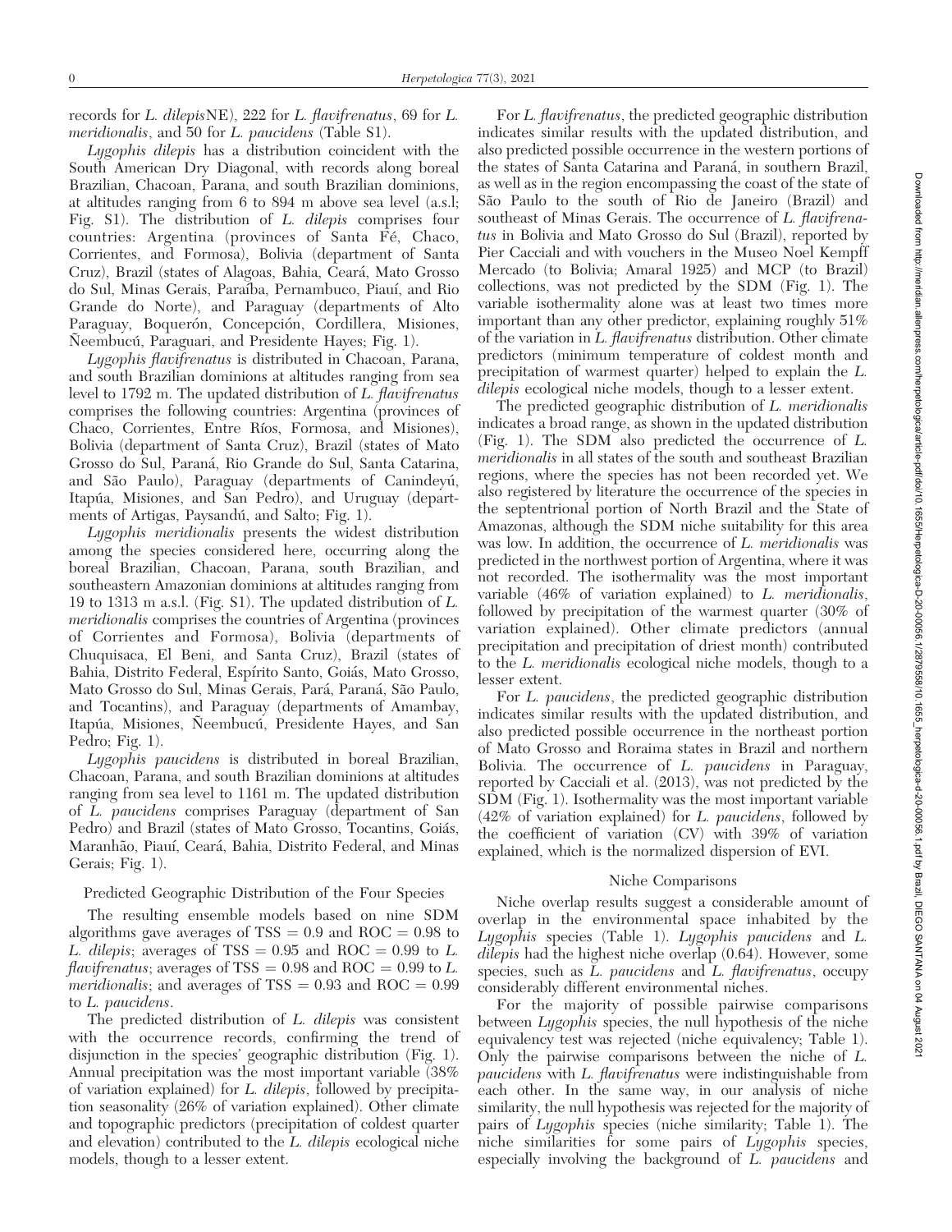records for *L. dilepis*NE), 222 for *L. flavifrenatus*, 69 for *L. meridionalis*, and 50 for *L. paucidens* (Table S1).

*Lygophis dilepis* has a distribution coincident with the South American Dry Diagonal, with records along boreal Brazilian, Chacoan, Parana, and south Brazilian dominions, at altitudes ranging from 6 to 894 m above sea level (a.s.l; Fig. S1). The distribution of *L. dilepis* comprises four countries: Argentina (provinces of Santa Fé, Chaco, Corrientes, and Formosa), Bolivia (department of Santa Cruz), Brazil (states of Alagoas, Bahia, Ceará, Mato Grosso do Sul, Minas Gerais, Paraíba, Pernambuco, Piauí, and Rio Grande do Norte), and Paraguay (departments of Alto Paraguay, Boquerón, Concepción, Cordillera, Misiones, Ñeembucú, Paraguari, and Presidente Hayes; Fig. 1).

*Lygophis flavifrenatus* is distributed in Chacoan, Parana, and south Brazilian dominions at altitudes ranging from sea level to 1792 m. The updated distribution of *L. flavifrenatus* comprises the following countries: Argentina (provinces of Chaco, Corrientes, Entre Ríos, Formosa, and Misiones), Bolivia (department of Santa Cruz), Brazil (states of Mato Grosso do Sul, Paraná, Rio Grande do Sul, Santa Catarina, and São Paulo), Paraguay (departments of Canindeyú, Itapúa, Misiones, and San Pedro), and Uruguay (departments of Artigas, Paysandú, and Salto; Fig. 1).

*Lygophis meridionalis* presents the widest distribution among the species considered here, occurring along the boreal Brazilian, Chacoan, Parana, south Brazilian, and southeastern Amazonian dominions at altitudes ranging from 19 to 1313 m a.s.l. (Fig. S1). The updated distribution of *L. meridionalis* comprises the countries of Argentina (provinces of Corrientes and Formosa), Bolivia (departments of Chuquisaca, El Beni, and Santa Cruz), Brazil (states of Bahia, Distrito Federal, Espírito Santo, Goiás, Mato Grosso, Mato Grosso do Sul, Minas Gerais, Pará, Paraná, São Paulo, and Tocantins), and Paraguay (departments of Amambay, Itapúa, Misiones, Ñeembucú, Presidente Hayes, and San Pedro; Fig. 1).

*Lygophis paucidens* is distributed in boreal Brazilian, Chacoan, Parana, and south Brazilian dominions at altitudes ranging from sea level to 1161 m. The updated distribution of *L. paucidens* comprises Paraguay (department of San Pedro) and Brazil (states of Mato Grosso, Tocantins, Goiás, Maranhão, Piauí, Ceará, Bahia, Distrito Federal, and Minas Gerais; Fig. 1).

### Predicted Geographic Distribution of the Four Species

The resulting ensemble models based on nine SDM algorithms gave averages of TSS = 0.9 and ROC = 0.98 to *L. dilepis*; averages of TSS = 0.95 and ROC = 0.99 to *L. flavifrenatus*; averages of TSS = 0.98 and ROC = 0.99 to *L. meridionalis*; and averages of TSS = 0.93 and ROC = 0.99 to *L. paucidens*.

The predicted distribution of *L. dilepis* was consistent with the occurrence records, confirming the trend of disjunction in the species' geographic distribution (Fig. 1). Annual precipitation was the most important variable (38% of variation explained) for *L. dilepis*, followed by precipitation seasonality (26% of variation explained). Other climate and topographic predictors (precipitation of coldest quarter and elevation) contributed to the *L. dilepis* ecological niche models, though to a lesser extent.

For *L. flavifrenatus*, the predicted geographic distribution indicates similar results with the updated distribution, and also predicted possible occurrence in the western portions of the states of Santa Catarina and Paraná, in southern Brazil, as well as in the region encompassing the coast of the state of São Paulo to the south of Rio de Janeiro (Brazil) and southeast of Minas Gerais. The occurrence of *L. flavifrenatus* in Bolivia and Mato Grosso do Sul (Brazil), reported by Pier Cacciali and with vouchers in the Museo Noel Kempff Mercado (to Bolivia; Amaral 1925) and MCP (to Brazil) collections, was not predicted by the SDM (Fig. 1). The variable isothermality alone was at least two times more important than any other predictor, explaining roughly 51% of the variation in *L. flavifrenatus* distribution. Other climate predictors (minimum temperature of coldest month and precipitation of warmest quarter) helped to explain the *L. dilepis* ecological niche models, though to a lesser extent.

The predicted geographic distribution of *L. meridionalis* indicates a broad range, as shown in the updated distribution (Fig. 1). The SDM also predicted the occurrence of *L. meridionalis* in all states of the south and southeast Brazilian regions, where the species has not been recorded yet. We also registered by literature the occurrence of the species in the septentrional portion of North Brazil and the State of Amazonas, although the SDM niche suitability for this area was low. In addition, the occurrence of *L. meridionalis* was predicted in the northwest portion of Argentina, where it was not recorded. The isothermality was the most important variable (46% of variation explained) to *L. meridionalis*, followed by precipitation of the warmest quarter (30% of variation explained). Other climate predictors (annual precipitation and precipitation of driest month) contributed to the *L. meridionalis* ecological niche models, though to a lesser extent.

For *L. paucidens*, the predicted geographic distribution indicates similar results with the updated distribution, and also predicted possible occurrence in the northeast portion of Mato Grosso and Roraima states in Brazil and northern Bolivia. The occurrence of *L. paucidens* in Paraguay, reported by Cacciali et al. (2013), was not predicted by the SDM (Fig. 1). Isothermality was the most important variable (42% of variation explained) for *L. paucidens*, followed by the coefficient of variation (CV) with 39% of variation explained, which is the normalized dispersion of EVI.

### Niche Comparisons

Niche overlap results suggest a considerable amount of overlap in the environmental space inhabited by the *Lygophis* species (Table 1). *Lygophis paucidens* and *L. dilepis* had the highest niche overlap (0.64). However, some species, such as *L. paucidens* and *L. flavifrenatus*, occupy considerably different environmental niches.

For the majority of possible pairwise comparisons between *Lygophis* species, the null hypothesis of the niche equivalency test was rejected (niche equivalency; Table 1). Only the pairwise comparisons between the niche of *L. paucidens* with *L. flavifrenatus* were indistinguishable from each other. In the same way, in our analysis of niche similarity, the null hypothesis was rejected for the majority of pairs of *Lygophis* species (niche similarity; Table 1). The niche similarities for some pairs of *Lygophis* species, especially involving the background of *L. paucidens* and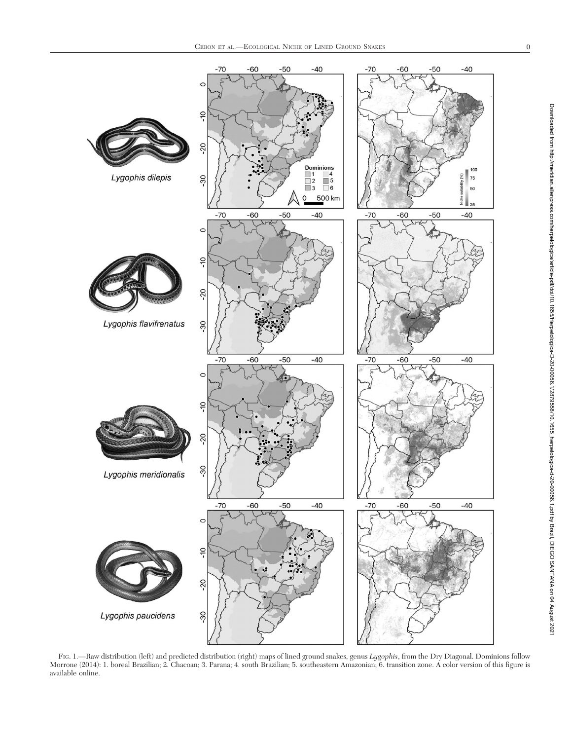FIG. 1.—Raw distribution (left) and predicted distribution (right) maps of lined ground snakes, genus *Lygophis*, from the Dry Diagonal. Dominions follow Morrone (2014): 1. boreal Brazilian; 2. Chacoan; 3. Parana; 4. south Brazilian; 5. southeastern Amazonian; 6. transition zone. A color version of this figure is available online.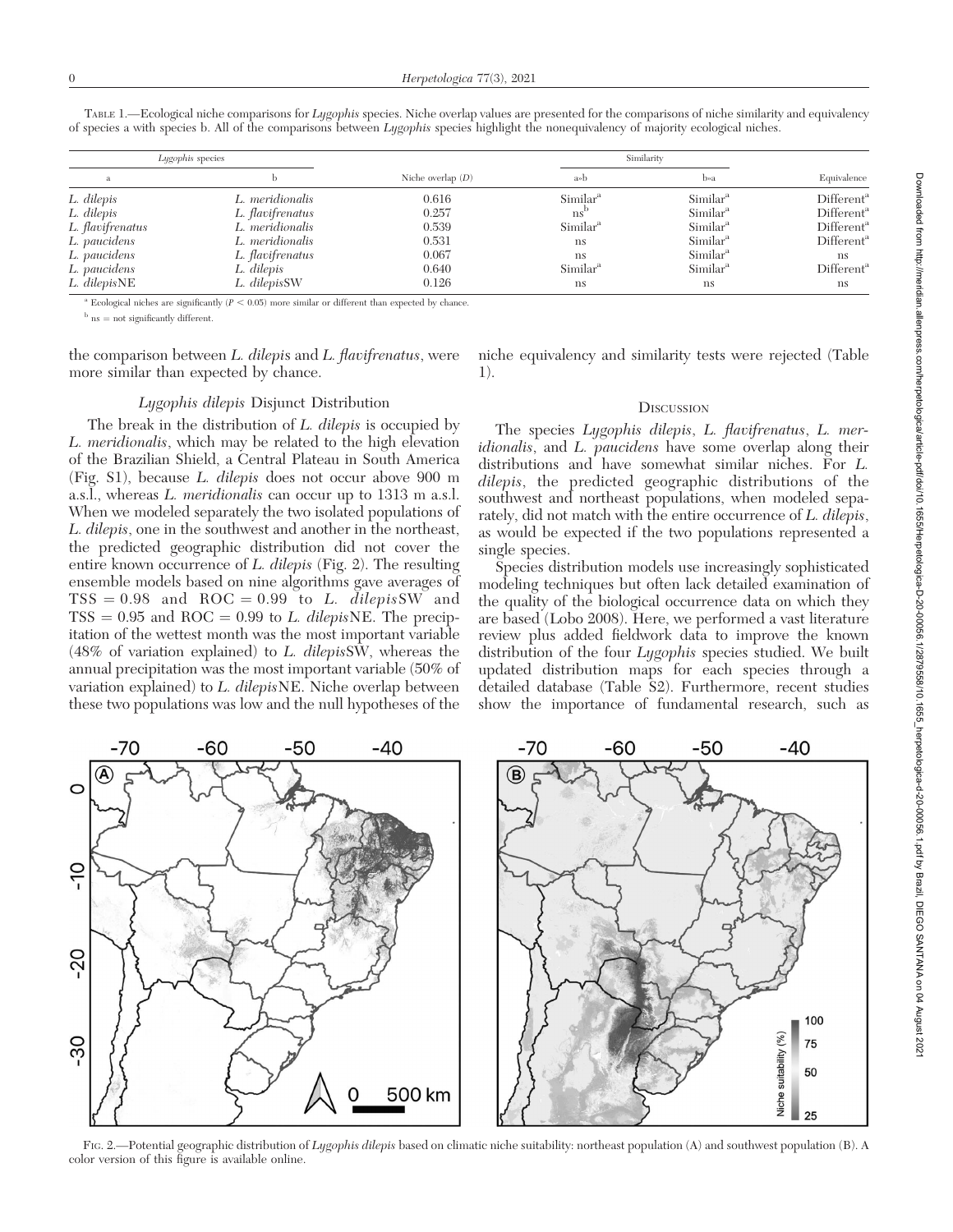TABLE 1.—Ecological niche comparisons for *Lygophis* species. Niche overlap values are presented for the comparisons of niche similarity and equivalency of species a with species b. All of the comparisons between *Lygophis* species highlight the nonequivalency of majority ecological niches.

| *Lygophis* species | | | Similarity | | |
|---|---|---|---|---|---|
| a | b | Niche overlap (*D*) | a»b | b»a | Equivalence |
| *L. dilepis* | *L. meridionalis* | 0.616 | Similar[a] | Similar[a] | Different[a] |
| *L. dilepis* | *L. flavifrenatus* | 0.257 | ns[b] | Similar[a] | Different[a] |
| *L. flavifrenatus* | *L. meridionalis* | 0.539 | Similar[a] | Similar[a] | Different[a] |
| *L. paucidens* | *L. meridionalis* | 0.531 | ns | Similar[a] | Different[a] |
| *L. paucidens* | *L. flavifrenatus* | 0.067 | ns | Similar[a] | ns |
| *L. paucidens* | *L. dilepis* | 0.640 | Similar[a] | Similar[a] | Different[a] |
| *L. dilepis*NE | *L. dilepis*SW | 0.126 | ns | ns | ns |

[a] Ecological niches are significantly ($P < 0.05$) more similar or different than expected by chance.

[b] ns = not significantly different.

the comparison between *L. dilepis* and *L. flavifrenatus*, were more similar than expected by chance.

### *Lygophis dilepis* Disjunct Distribution

The break in the distribution of *L. dilepis* is occupied by *L. meridionalis*, which may be related to the high elevation of the Brazilian Shield, a Central Plateau in South America (Fig. S1), because *L. dilepis* does not occur above 900 m a.s.l., whereas *L. meridionalis* can occur up to 1313 m a.s.l. When we modeled separately the two isolated populations of *L. dilepis*, one in the southwest and another in the northeast, the predicted geographic distribution did not cover the entire known occurrence of *L. dilepis* (Fig. 2). The resulting ensemble models based on nine algorithms gave averages of TSS = 0.98 and ROC = 0.99 to *L. dilepis*SW and TSS = 0.95 and ROC = 0.99 to *L. dilepis*NE. The precipitation of the wettest month was the most important variable (48% of variation explained) to *L. dilepis*SW, whereas the annual precipitation was the most important variable (50% of variation explained) to *L. dilepis*NE. Niche overlap between these two populations was low and the null hypotheses of the niche equivalency and similarity tests were rejected (Table 1).

## Discussion

The species *Lygophis dilepis*, *L. flavifrenatus*, *L. meridionalis*, and *L. paucidens* have some overlap along their distributions and have somewhat similar niches. For *L. dilepis*, the predicted geographic distributions of the southwest and northeast populations, when modeled separately, did not match with the entire occurrence of *L. dilepis*, as would be expected if the two populations represented a single species.

Species distribution models use increasingly sophisticated modeling techniques but often lack detailed examination of the quality of the biological occurrence data on which they are based (Lobo 2008). Here, we performed a vast literature review plus added fieldwork data to improve the known distribution of the four *Lygophis* species studied. We built updated distribution maps for each species through a detailed database (Table S2). Furthermore, recent studies show the importance of fundamental research, such as

FIG. 2.—Potential geographic distribution of *Lygophis dilepis* based on climatic niche suitability: northeast population (A) and southwest population (B). A color version of this figure is available online.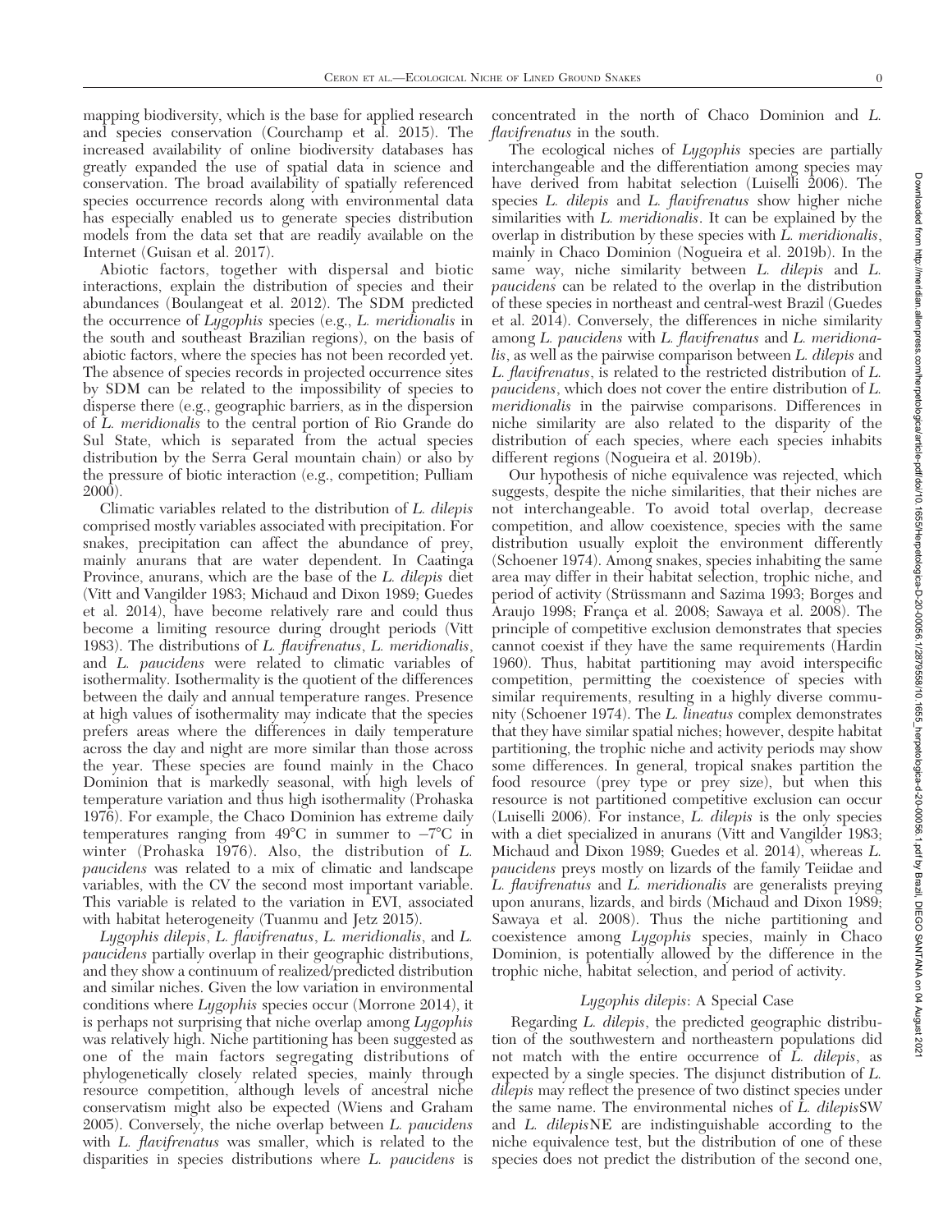mapping biodiversity, which is the base for applied research and species conservation (Courchamp et al. 2015). The increased availability of online biodiversity databases has greatly expanded the use of spatial data in science and conservation. The broad availability of spatially referenced species occurrence records along with environmental data has especially enabled us to generate species distribution models from the data set that are readily available on the Internet (Guisan et al. 2017).

Abiotic factors, together with dispersal and biotic interactions, explain the distribution of species and their abundances (Boulangeat et al. 2012). The SDM predicted the occurrence of *Lygophis* species (e.g., *L. meridionalis* in the south and southeast Brazilian regions), on the basis of abiotic factors, where the species has not been recorded yet. The absence of species records in projected occurrence sites by SDM can be related to the impossibility of species to disperse there (e.g., geographic barriers, as in the dispersion of *L. meridionalis* to the central portion of Rio Grande do Sul State, which is separated from the actual species distribution by the Serra Geral mountain chain) or also by the pressure of biotic interaction (e.g., competition; Pulliam 2000).

Climatic variables related to the distribution of *L. dilepis* comprised mostly variables associated with precipitation. For snakes, precipitation can affect the abundance of prey, mainly anurans that are water dependent. In Caatinga Province, anurans, which are the base of the *L. dilepis* diet (Vitt and Vangilder 1983; Michaud and Dixon 1989; Guedes et al. 2014), have become relatively rare and could thus become a limiting resource during drought periods (Vitt 1983). The distributions of *L. flavifrenatus*, *L. meridionalis*, and *L. paucidens* were related to climatic variables of isothermality. Isothermality is the quotient of the differences between the daily and annual temperature ranges. Presence at high values of isothermality may indicate that the species prefers areas where the differences in daily temperature across the day and night are more similar than those across the year. These species are found mainly in the Chaco Dominion that is markedly seasonal, with high levels of temperature variation and thus high isothermality (Prohaska 1976). For example, the Chaco Dominion has extreme daily temperatures ranging from 49°C in summer to −7°C in winter (Prohaska 1976). Also, the distribution of *L. paucidens* was related to a mix of climatic and landscape variables, with the CV the second most important variable. This variable is related to the variation in EVI, associated with habitat heterogeneity (Tuanmu and Jetz 2015).

*Lygophis dilepis*, *L. flavifrenatus*, *L. meridionalis*, and *L. paucidens* partially overlap in their geographic distributions, and they show a continuum of realized/predicted distribution and similar niches. Given the low variation in environmental conditions where *Lygophis* species occur (Morrone 2014), it is perhaps not surprising that niche overlap among *Lygophis* was relatively high. Niche partitioning has been suggested as one of the main factors segregating distributions of phylogenetically closely related species, mainly through resource competition, although levels of ancestral niche conservatism might also be expected (Wiens and Graham 2005). Conversely, the niche overlap between *L. paucidens* with *L. flavifrenatus* was smaller, which is related to the disparities in species distributions where *L. paucidens* is concentrated in the north of Chaco Dominion and *L. flavifrenatus* in the south.

The ecological niches of *Lygophis* species are partially interchangeable and the differentiation among species may have derived from habitat selection (Luiselli 2006). The species *L. dilepis* and *L. flavifrenatus* show higher niche similarities with *L. meridionalis*. It can be explained by the overlap in distribution by these species with *L. meridionalis*, mainly in Chaco Dominion (Nogueira et al. 2019b). In the same way, niche similarity between *L. dilepis* and *L. paucidens* can be related to the overlap in the distribution of these species in northeast and central-west Brazil (Guedes et al. 2014). Conversely, the differences in niche similarity among *L. paucidens* with *L. flavifrenatus* and *L. meridionalis*, as well as the pairwise comparison between *L. dilepis* and *L. flavifrenatus*, is related to the restricted distribution of *L. paucidens*, which does not cover the entire distribution of *L. meridionalis* in the pairwise comparisons. Differences in niche similarity are also related to the disparity of the distribution of each species, where each species inhabits different regions (Nogueira et al. 2019b).

Our hypothesis of niche equivalence was rejected, which suggests, despite the niche similarities, that their niches are not interchangeable. To avoid total overlap, decrease competition, and allow coexistence, species with the same distribution usually exploit the environment differently (Schoener 1974). Among snakes, species inhabiting the same area may differ in their habitat selection, trophic niche, and period of activity (Strüssmann and Sazima 1993; Borges and Araujo 1998; França et al. 2008; Sawaya et al. 2008). The principle of competitive exclusion demonstrates that species cannot coexist if they have the same requirements (Hardin 1960). Thus, habitat partitioning may avoid interspecific competition, permitting the coexistence of species with similar requirements, resulting in a highly diverse community (Schoener 1974). The *L. lineatus* complex demonstrates that they have similar spatial niches; however, despite habitat partitioning, the trophic niche and activity periods may show some differences. In general, tropical snakes partition the food resource (prey type or prey size), but when this resource is not partitioned competitive exclusion can occur (Luiselli 2006). For instance, *L. dilepis* is the only species with a diet specialized in anurans (Vitt and Vangilder 1983; Michaud and Dixon 1989; Guedes et al. 2014), whereas *L. paucidens* preys mostly on lizards of the family Teiidae and *L. flavifrenatus* and *L. meridionalis* are generalists preying upon anurans, lizards, and birds (Michaud and Dixon 1989; Sawaya et al. 2008). Thus the niche partitioning and coexistence among *Lygophis* species, mainly in Chaco Dominion, is potentially allowed by the difference in the trophic niche, habitat selection, and period of activity.

## *Lygophis dilepis*: A Special Case

Regarding *L. dilepis*, the predicted geographic distribution of the southwestern and northeastern populations did not match with the entire occurrence of *L. dilepis*, as expected by a single species. The disjunct distribution of *L. dilepis* may reflect the presence of two distinct species under the same name. The environmental niches of *L. dilepis*SW and *L. dilepis*NE are indistinguishable according to the niche equivalence test, but the distribution of one of these species does not predict the distribution of the second one,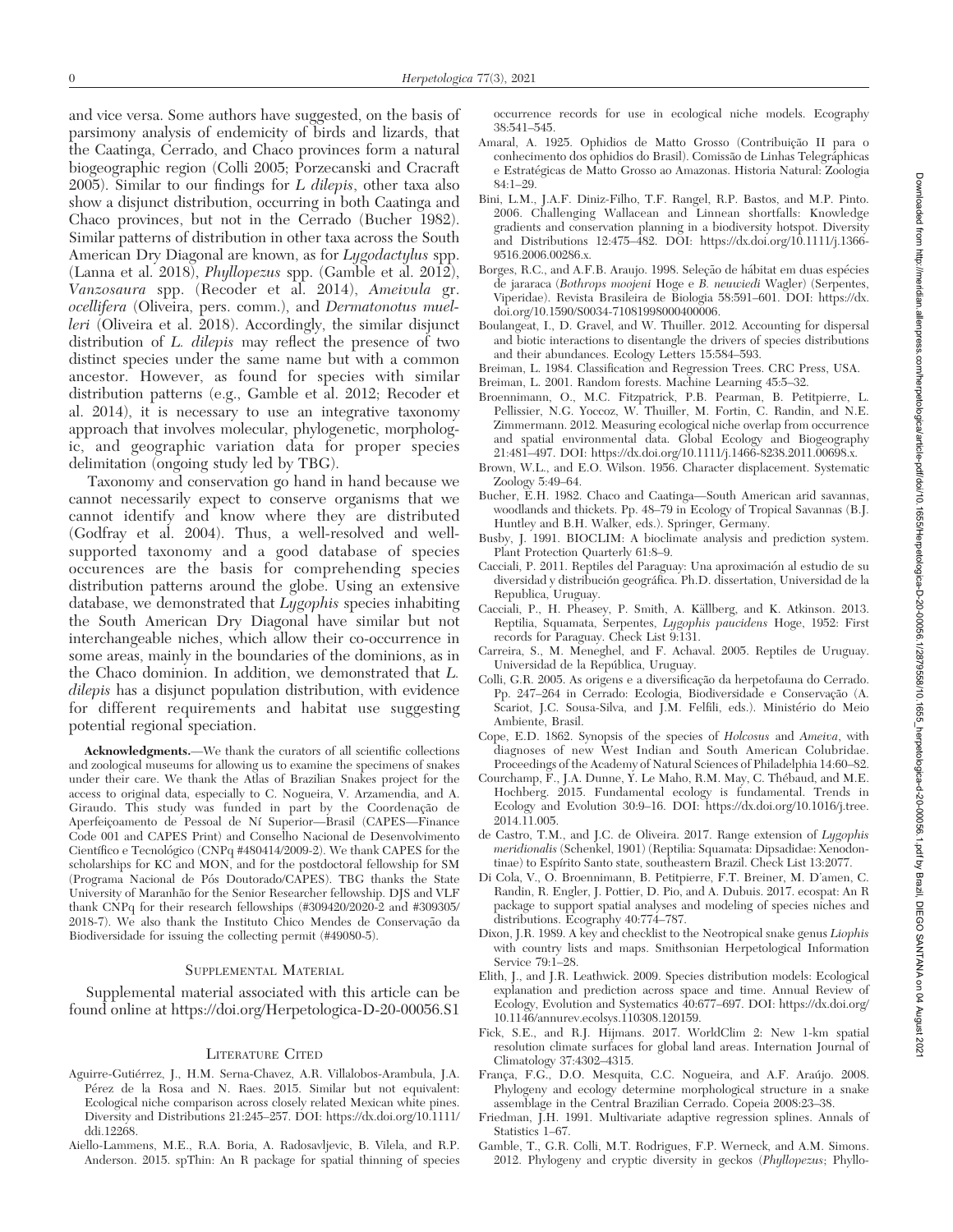and vice versa. Some authors have suggested, on the basis of parsimony analysis of endemicity of birds and lizards, that the Caatinga, Cerrado, and Chaco provinces form a natural biogeographic region (Colli 2005; Porzecanski and Cracraft 2005). Similar to our findings for *L dilepis*, other taxa also show a disjunct distribution, occurring in both Caatinga and Chaco provinces, but not in the Cerrado (Bucher 1982). Similar patterns of distribution in other taxa across the South American Dry Diagonal are known, as for *Lygodactylus* spp. (Lanna et al. 2018), *Phyllopezus* spp. (Gamble et al. 2012), *Vanzosaura* spp. (Recoder et al. 2014), *Ameivula* gr. *ocellifera* (Oliveira, pers. comm.), and *Dermatonotus muelleri* (Oliveira et al. 2018). Accordingly, the similar disjunct distribution of *L. dilepis* may reflect the presence of two distinct species under the same name but with a common ancestor. However, as found for species with similar distribution patterns (e.g., Gamble et al. 2012; Recoder et al. 2014), it is necessary to use an integrative taxonomy approach that involves molecular, phylogenetic, morphologic, and geographic variation data for proper species delimitation (ongoing study led by TBG).

Taxonomy and conservation go hand in hand because we cannot necessarily expect to conserve organisms that we cannot identify and know where they are distributed (Godfray et al. 2004). Thus, a well-resolved and well-supported taxonomy and a good database of species occurences are the basis for comprehending species distribution patterns around the globe. Using an extensive database, we demonstrated that *Lygophis* species inhabiting the South American Dry Diagonal have similar but not interchangeable niches, which allow their co-occurrence in some areas, mainly in the boundaries of the dominions, as in the Chaco dominion. In addition, we demonstrated that *L. dilepis* has a disjunct population distribution, with evidence for different requirements and habitat use suggesting potential regional speciation.

**Acknowledgments.**—We thank the curators of all scientific collections and zoological museums for allowing us to examine the specimens of snakes under their care. We thank the Atlas of Brazilian Snakes project for the access to original data, especially to C. Nogueira, V. Arzamendia, and A. Giraudo. This study was funded in part by the Coordenação de Aperfeiçoamento de Pessoal de Ní Superior—Brasil (CAPES—Finance Code 001 and CAPES Print) and Conselho Nacional de Desenvolvimento Científico e Tecnológico (CNPq #480414/2009-2). We thank CAPES for the scholarships for KC and MON, and for the postdoctoral fellowship for SM (Programa Nacional de Pós Doutorado/CAPES). TBG thanks the State University of Maranhão for the Senior Researcher fellowship. DJS and VLF thank CNPq for their research fellowships (#309420/2020-2 and #309305/2018-7). We also thank the Instituto Chico Mendes de Conservação da Biodiversidade for issuing the collecting permit (#49080-5).

## Supplemental Material

Supplemental material associated with this article can be found online at https://doi.org/Herpetologica-D-20-00056.S1

## Literature Cited

Aguirre-Gutiérrez, J., H.M. Serna-Chavez, A.R. Villalobos-Arambula, J.A. Pérez de la Rosa and N. Raes. 2015. Similar but not equivalent: Ecological niche comparison across closely related Mexican white pines. Diversity and Distributions 21:245–257. DOI: https://dx.doi.org/10.1111/ddi.12268.

Aiello-Lammens, M.E., R.A. Boria, A. Radosavljevic, B. Vilela, and R.P. Anderson. 2015. spThin: An R package for spatial thinning of species occurrence records for use in ecological niche models. Ecography 38:541–545.

Amaral, A. 1925. Ophidios de Matto Grosso (Contribuição II para o conhecimento dos ophidios do Brasil). Comissão de Linhas Telegráphicas e Estratégicas de Matto Grosso ao Amazonas. Historia Natural: Zoologia 84:1–29.

Bini, L.M., J.A.F. Diniz-Filho, T.F. Rangel, R.P. Bastos, and M.P. Pinto. 2006. Challenging Wallacean and Linnean shortfalls: Knowledge gradients and conservation planning in a biodiversity hotspot. Diversity and Distributions 12:475–482. DOI: https://dx.doi.org/10.1111/j.1366-9516.2006.00286.x.

Borges, R.C., and A.F.B. Araujo. 1998. Seleção de hábitat em duas espécies de jararaca (*Bothrops moojeni* Hoge e *B. neuwiedi* Wagler) (Serpentes, Viperidae). Revista Brasileira de Biologia 58:591–601. DOI: https://dx.doi.org/10.1590/S0034-71081998000400006.

Boulangeat, I., D. Gravel, and W. Thuiller. 2012. Accounting for dispersal and biotic interactions to disentangle the drivers of species distributions and their abundances. Ecology Letters 15:584–593.

Breiman, L. 1984. Classification and Regression Trees. CRC Press, USA.

Breiman, L. 2001. Random forests. Machine Learning 45:5–32.

Broennimann, O., M.C. Fitzpatrick, P.B. Pearman, B. Petitpierre, L. Pellissier, N.G. Yoccoz, W. Thuiller, M. Fortin, C. Randin, and N.E. Zimmermann. 2012. Measuring ecological niche overlap from occurrence and spatial environmental data. Global Ecology and Biogeography 21:481–497. DOI: https://dx.doi.org/10.1111/j.1466-8238.2011.00698.x.

Brown, W.L., and E.O. Wilson. 1956. Character displacement. Systematic Zoology 5:49–64.

Bucher, E.H. 1982. Chaco and Caatinga—South American arid savannas, woodlands and thickets. Pp. 48–79 in Ecology of Tropical Savannas (B.J. Huntley and B.H. Walker, eds.). Springer, Germany.

Busby, J. 1991. BIOCLIM: A bioclimate analysis and prediction system. Plant Protection Quarterly 61:8–9.

Cacciali, P. 2011. Reptiles del Paraguay: Una aproximación al estudio de su diversidad y distribución geográfica. Ph.D. dissertation, Universidad de la Republica, Uruguay.

Cacciali, P., H. Pheasey, P. Smith, A. Källberg, and K. Atkinson. 2013. Reptilia, Squamata, Serpentes, *Lygophis paucidens* Hoge, 1952: First records for Paraguay. Check List 9:131.

Carreira, S., M. Meneghel, and F. Achaval. 2005. Reptiles de Uruguay. Universidad de la República, Uruguay.

Colli, G.R. 2005. As origens e a diversificação da herpetofauna do Cerrado. Pp. 247–264 in Cerrado: Ecologia, Biodiversidade e Conservação (A. Scariot, J.C. Sousa-Silva, and J.M. Felfili, eds.). Ministério do Meio Ambiente, Brasil.

Cope, E.D. 1862. Synopsis of the species of *Holcosus* and *Ameiva*, with diagnoses of new West Indian and South American Colubridae. Proceedings of the Academy of Natural Sciences of Philadelphia 14:60–82.

Courchamp, F., J.A. Dunne, Y. Le Maho, R.M. May, C. Thébaud, and M.E. Hochberg. 2015. Fundamental ecology is fundamental. Trends in Ecology and Evolution 30:9–16. DOI: https://dx.doi.org/10.1016/j.tree.2014.11.005.

de Castro, T.M., and J.C. de Oliveira. 2017. Range extension of *Lygophis meridionalis* (Schenkel, 1901) (Reptilia: Squamata: Dipsadidae: Xenodontinae) to Espírito Santo state, southeastern Brazil. Check List 13:2077.

Di Cola, V., O. Broennimann, B. Petitpierre, F.T. Breiner, M. D'amen, C. Randin, R. Engler, J. Pottier, D. Pio, and A. Dubuis. 2017. ecospat: An R package to support spatial analyses and modeling of species niches and distributions. Ecography 40:774–787.

Dixon, J.R. 1989. A key and checklist to the Neotropical snake genus *Liophis* with country lists and maps. Smithsonian Herpetological Information Service 79:1–28.

Elith, J., and J.R. Leathwick. 2009. Species distribution models: Ecological explanation and prediction across space and time. Annual Review of Ecology, Evolution and Systematics 40:677–697. DOI: https://dx.doi.org/10.1146/annurev.ecolsys.110308.120159.

Fick, S.E., and R.J. Hijmans. 2017. WorldClim 2: New 1-km spatial resolution climate surfaces for global land areas. Internation Journal of Climatology 37:4302–4315.

França, F.G., D.O. Mesquita, C.C. Nogueira, and A.F. Araújo. 2008. Phylogeny and ecology determine morphological structure in a snake assemblage in the Central Brazilian Cerrado. Copeia 2008:23–38.

Friedman, J.H. 1991. Multivariate adaptive regression splines. Annals of Statistics 1–67.

Gamble, T., G.R. Colli, M.T. Rodrigues, F.P. Werneck, and A.M. Simons. 2012. Phylogeny and cryptic diversity in geckos (*Phyllopezus*; Phyllo-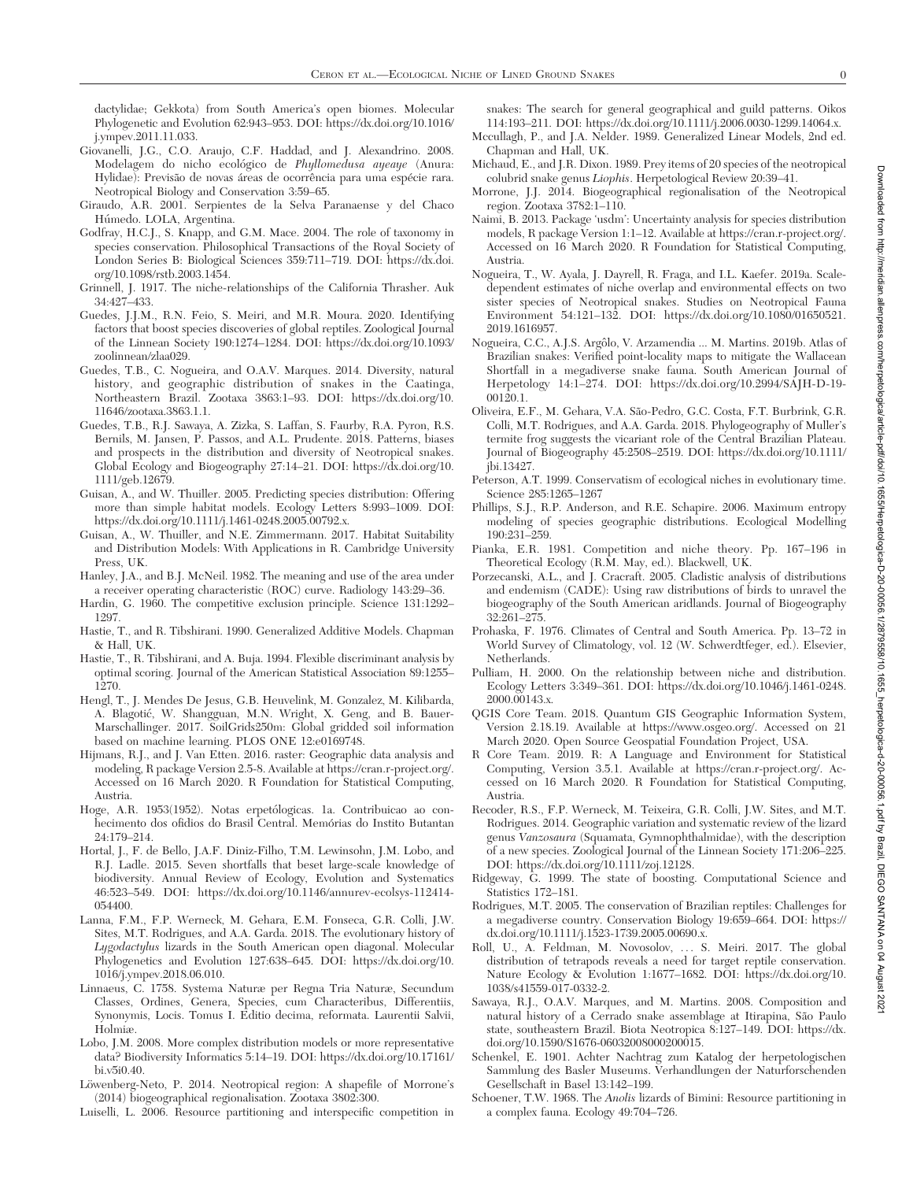dactylidae; Gekkota) from South America's open biomes. Molecular Phylogenetic and Evolution 62:943–953. DOI: https://dx.doi.org/10.1016/j.ympev.2011.11.033.

Giovanelli, J.G., C.O. Araujo, C.F. Haddad, and J. Alexandrino. 2008. Modelagem do nicho ecológico de *Phyllomedusa ayeaye* (Anura: Hylidae): Previsão de novas áreas de ocorrência para uma espécie rara. Neotropical Biology and Conservation 3:59–65.

Giraudo, A.R. 2001. Serpientes de la Selva Paranaense y del Chaco Húmedo. LOLA, Argentina.

Godfray, H.C.J., S. Knapp, and G.M. Mace. 2004. The role of taxonomy in species conservation. Philosophical Transactions of the Royal Society of London Series B: Biological Sciences 359:711–719. DOI: https://dx.doi.org/10.1098/rstb.2003.1454.

Grinnell, J. 1917. The niche-relationships of the California Thrasher. Auk 34:427–433.

Guedes, J.J.M., R.N. Feio, S. Meiri, and M.R. Moura. 2020. Identifying factors that boost species discoveries of global reptiles. Zoological Journal of the Linnean Society 190:1274–1284. DOI: https://dx.doi.org/10.1093/zoolinnean/zlaa029.

Guedes, T.B., C. Nogueira, and O.A.V. Marques. 2014. Diversity, natural history, and geographic distribution of snakes in the Caatinga, Northeastern Brazil. Zootaxa 3863:1–93. DOI: https://dx.doi.org/10.11646/zootaxa.3863.1.1.

Guedes, T.B., R.J. Sawaya, A. Zizka, S. Laffan, S. Faurby, R.A. Pyron, R.S. Bernils, M. Jansen, P. Passos, and A.L. Prudente. 2018. Patterns, biases and prospects in the distribution and diversity of Neotropical snakes. Global Ecology and Biogeography 27:14–21. DOI: https://dx.doi.org/10.1111/geb.12679.

Guisan, A., and W. Thuiller. 2005. Predicting species distribution: Offering more than simple habitat models. Ecology Letters 8:993–1009. DOI: https://dx.doi.org/10.1111/j.1461-0248.2005.00792.x.

Guisan, A., W. Thuiller, and N.E. Zimmermann. 2017. Habitat Suitability and Distribution Models: With Applications in R. Cambridge University Press, UK.

Hanley, J.A., and B.J. McNeil. 1982. The meaning and use of the area under a receiver operating characteristic (ROC) curve. Radiology 143:29–36.

Hardin, G. 1960. The competitive exclusion principle. Science 131:1292–1297.

Hastie, T., and R. Tibshirani. 1990. Generalized Additive Models. Chapman & Hall, UK.

Hastie, T., R. Tibshirani, and A. Buja. 1994. Flexible discriminant analysis by optimal scoring. Journal of the American Statistical Association 89:1255–1270.

Hengl, T., J. Mendes De Jesus, G.B. Heuvelink, M. Gonzalez, M. Kilibarda, A. Blagotić, W. Shangguan, M.N. Wright, X. Geng, and B. Bauer-Marschallinger. 2017. SoilGrids250m: Global gridded soil information based on machine learning. PLOS ONE 12:e0169748.

Hijmans, R.J., and J. Van Etten. 2016. raster: Geographic data analysis and modeling, R package Version 2.5-8. Available at https://cran.r-project.org/. Accessed on 16 March 2020. R Foundation for Statistical Computing, Austria.

Hoge, A.R. 1953(1952). Notas erpetólogicas. 1a. Contribuicao ao conhecimento dos ofidios do Brasil Central. Memórias do Instito Butantan 24:179–214.

Hortal, J., F. de Bello, J.A.F. Diniz-Filho, T.M. Lewinsohn, J.M. Lobo, and R.J. Ladle. 2015. Seven shortfalls that beset large-scale knowledge of biodiversity. Annual Review of Ecology, Evolution and Systematics 46:523–549. DOI: https://dx.doi.org/10.1146/annurev-ecolsys-112414-054400.

Lanna, F.M., F.P. Werneck, M. Gehara, E.M. Fonseca, G.R. Colli, J.W. Sites, M.T. Rodrigues, and A.A. Garda. 2018. The evolutionary history of *Lygodactylus* lizards in the South American open diagonal. Molecular Phylogenetics and Evolution 127:638–645. DOI: https://dx.doi.org/10.1016/j.ympev.2018.06.010.

Linnaeus, C. 1758. Systema Naturæ per Regna Tria Naturæ, Secundum Classes, Ordines, Genera, Species, cum Characteribus, Differentiis, Synonymis, Locis. Tomus I. Editio decima, reformata. Laurentii Salvii, Holmiæ.

Lobo, J.M. 2008. More complex distribution models or more representative data? Biodiversity Informatics 5:14–19. DOI: https://dx.doi.org/10.17161/bi.v5i0.40.

Löwenberg-Neto, P. 2014. Neotropical region: A shapefile of Morrone's (2014) biogeographical regionalisation. Zootaxa 3802:300.

Luiselli, L. 2006. Resource partitioning and interspecific competition in snakes: The search for general geographical and guild patterns. Oikos 114:193–211. DOI: https://dx.doi.org/10.1111/j.2006.0030-1299.14064.x.

Mccullagh, P., and J.A. Nelder. 1989. Generalized Linear Models, 2nd ed. Chapman and Hall, UK.

Michaud, E., and J.R. Dixon. 1989. Prey items of 20 species of the neotropical colubrid snake genus *Liophis*. Herpetological Review 20:39–41.

Morrone, J.J. 2014. Biogeographical regionalisation of the Neotropical region. Zootaxa 3782:1–110.

Naimi, B. 2013. Package 'usdm': Uncertainty analysis for species distribution models, R package Version 1:1–12. Available at https://cran.r-project.org/. Accessed on 16 March 2020. R Foundation for Statistical Computing, Austria.

Nogueira, T., W. Ayala, J. Dayrell, R. Fraga, and I.L. Kaefer. 2019a. Scale-dependent estimates of niche overlap and environmental effects on two sister species of Neotropical snakes. Studies on Neotropical Fauna Environment 54:121–132. DOI: https://dx.doi.org/10.1080/01650521.2019.1616957.

Nogueira, C.C., A.J.S. Argôlo, V. Arzamendia ... M. Martins. 2019b. Atlas of Brazilian snakes: Verified point-locality maps to mitigate the Wallacean Shortfall in a megadiverse snake fauna. South American Journal of Herpetology 14:1–274. DOI: https://dx.doi.org/10.2994/SAJH-D-19-00120.1.

Oliveira, E.F., M. Gehara, V.A. São-Pedro, G.C. Costa, F.T. Burbrink, G.R. Colli, M.T. Rodrigues, and A.A. Garda. 2018. Phylogeography of Muller's termite frog suggests the vicariant role of the Central Brazilian Plateau. Journal of Biogeography 45:2508–2519. DOI: https://dx.doi.org/10.1111/jbi.13427.

Peterson, A.T. 1999. Conservatism of ecological niches in evolutionary time. Science 285:1265–1267

Phillips, S.J., R.P. Anderson, and R.E. Schapire. 2006. Maximum entropy modeling of species geographic distributions. Ecological Modelling 190:231–259.

Pianka, E.R. 1981. Competition and niche theory. Pp. 167–196 in Theoretical Ecology (R.M. May, ed.). Blackwell, UK.

Porzecanski, A.L., and J. Cracraft. 2005. Cladistic analysis of distributions and endemism (CADE): Using raw distributions of birds to unravel the biogeography of the South American aridlands. Journal of Biogeography 32:261–275.

Prohaska, F. 1976. Climates of Central and South America. Pp. 13–72 in World Survey of Climatology, vol. 12 (W. Schwerdtfeger, ed.). Elsevier, Netherlands.

Pulliam, H. 2000. On the relationship between niche and distribution. Ecology Letters 3:349–361. DOI: https://dx.doi.org/10.1046/j.1461-0248.2000.00143.x.

QGIS Core Team. 2018. Quantum GIS Geographic Information System, Version 2.18.19. Available at https://www.osgeo.org/. Accessed on 21 March 2020. Open Source Geospatial Foundation Project, USA.

R Core Team. 2019. R: A Language and Environment for Statistical Computing, Version 3.5.1. Available at https://cran.r-project.org/. Accessed on 16 March 2020. R Foundation for Statistical Computing, Austria.

Recoder, R.S., F.P. Werneck, M. Teixeira, G.R. Colli, J.W. Sites, and M.T. Rodrigues. 2014. Geographic variation and systematic review of the lizard genus *Vanzosaura* (Squamata, Gymnophthalmidae), with the description of a new species. Zoological Journal of the Linnean Society 171:206–225. DOI: https://dx.doi.org/10.1111/zoj.12128.

Ridgeway, G. 1999. The state of boosting. Computational Science and Statistics 172–181.

Rodrigues, M.T. 2005. The conservation of Brazilian reptiles: Challenges for a megadiverse country. Conservation Biology 19:659–664. DOI: https://dx.doi.org/10.1111/j.1523-1739.2005.00690.x.

Roll, U., A. Feldman, M. Novosolov, ... S. Meiri. 2017. The global distribution of tetrapods reveals a need for target reptile conservation. Nature Ecology & Evolution 1:1677–1682. DOI: https://dx.doi.org/10.1038/s41559-017-0332-2.

Sawaya, R.J., O.A.V. Marques, and M. Martins. 2008. Composition and natural history of a Cerrado snake assemblage at Itirapina, São Paulo state, southeastern Brazil. Biota Neotropica 8:127–149. DOI: https://dx.doi.org/10.1590/S1676-06032008000200015.

Schenkel, E. 1901. Achter Nachtrag zum Katalog der herpetologischen Sammlung des Basler Museums. Verhandlungen der Naturforschenden Gesellschaft in Basel 13:142–199.

Schoener, T.W. 1968. The *Anolis* lizards of Bimini: Resource partitioning in a complex fauna. Ecology 49:704–726.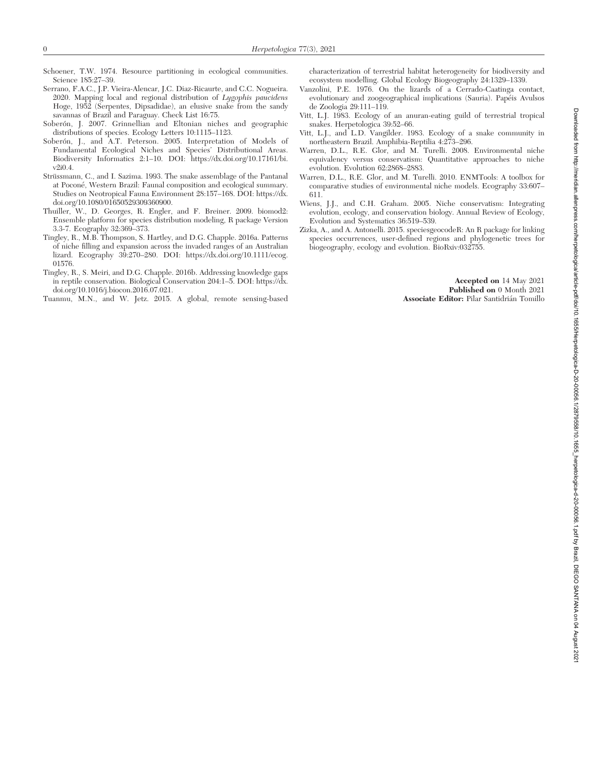Schoener, T.W. 1974. Resource partitioning in ecological communities. Science 185:27–39.

Serrano, F.A.C., J.P. Vieira-Alencar, J.C. Diaz-Ricaurte, and C.C. Nogueira. 2020. Mapping local and regional distribution of *Lygophis paucidens* Hoge, 1952 (Serpentes, Dipsadidae), an elusive snake from the sandy savannas of Brazil and Paraguay. Check List 16:75.

Soberón, J. 2007. Grinnellian and Eltonian niches and geographic distributions of species. Ecology Letters 10:1115–1123.

Soberón, J., and A.T. Peterson. 2005. Interpretation of Models of Fundamental Ecological Niches and Species' Distributional Areas. Biodiversity Informatics 2:1–10. DOI: https://dx.doi.org/10.17161/bi.v2i0.4.

Strüssmann, C., and I. Sazima. 1993. The snake assemblage of the Pantanal at Poconé, Western Brazil: Faunal composition and ecological summary. Studies on Neotropical Fauna Environment 28:157–168. DOI: https://dx.doi.org/10.1080/01650529309360900.

Thuiller, W., D. Georges, R. Engler, and F. Breiner. 2009. biomod2: Ensemble platform for species distribution modeling, R package Version 3.3-7. Ecography 32:369–373.

Tingley, R., M.B. Thompson, S. Hartley, and D.G. Chapple. 2016a. Patterns of niche filling and expansion across the invaded ranges of an Australian lizard. Ecography 39:270–280. DOI: https://dx.doi.org/10.1111/ecog.01576.

Tingley, R., S. Meiri, and D.G. Chapple. 2016b. Addressing knowledge gaps in reptile conservation. Biological Conservation 204:1–5. DOI: https://dx.doi.org/10.1016/j.biocon.2016.07.021.

Tuanmu, M.N., and W. Jetz. 2015. A global, remote sensing-based characterization of terrestrial habitat heterogeneity for biodiversity and ecosystem modelling. Global Ecology Biogeography 24:1329–1339.

Vanzolini, P.E. 1976. On the lizards of a Cerrado-Caatinga contact, evolutionary and zoogeographical implications (Sauria). Papéis Avulsos de Zoologia 29:111–119.

Vitt, L.J. 1983. Ecology of an anuran-eating guild of terrestrial tropical snakes. Herpetologica 39:52–66.

Vitt, L.J., and L.D. Vangilder. 1983. Ecology of a snake community in northeastern Brazil. Amphibia-Reptilia 4:273–296.

Warren, D.L., R.E. Glor, and M. Turelli. 2008. Environmental niche equivalency versus conservatism: Quantitative approaches to niche evolution. Evolution 62:2868–2883.

Warren, D.L., R.E. Glor, and M. Turelli. 2010. ENMTools: A toolbox for comparative studies of environmental niche models. Ecography 33:607–611.

Wiens, J.J., and C.H. Graham. 2005. Niche conservatism: Integrating evolution, ecology, and conservation biology. Annual Review of Ecology, Evolution and Systematics 36:519–539.

Zizka, A., and A. Antonelli. 2015. speciesgeocodeR: An R package for linking species occurrences, user-defined regions and phylogenetic trees for biogeography, ecology and evolution. BioRxiv:032755.

**Accepted on** 14 May 2021
**Published on** 0 Month 2021
**Associate Editor:** Pilar Santidrián Tomillo